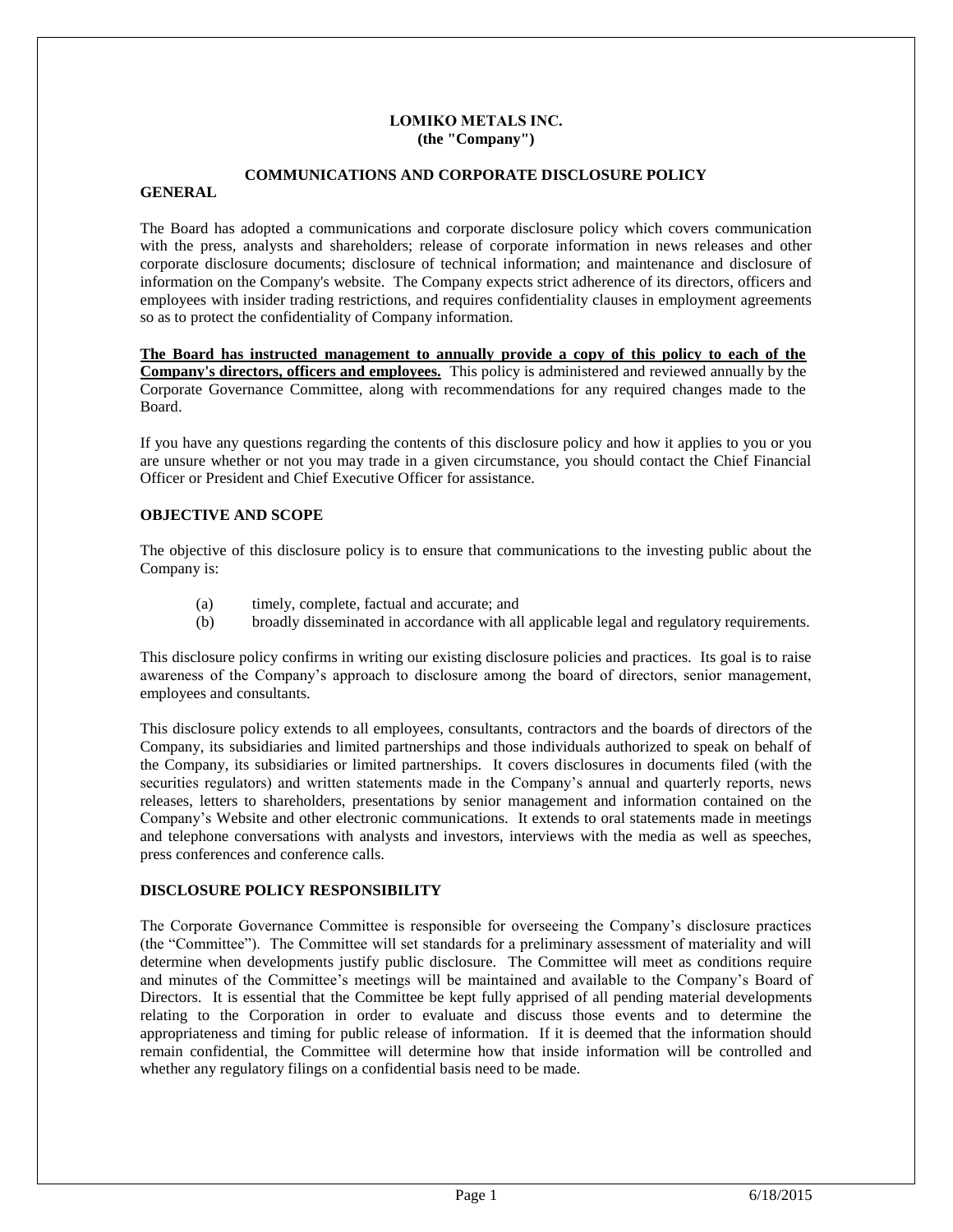**LOMIKO METALS INC.**
**(the "Company")**

**COMMUNICATIONS AND CORPORATE DISCLOSURE POLICY**

**GENERAL**

The Board has adopted a communications and corporate disclosure policy which covers communication with the press, analysts and shareholders; release of corporate information in news releases and other corporate disclosure documents; disclosure of technical information; and maintenance and disclosure of information on the Company's website. The Company expects strict adherence of its directors, officers and employees with insider trading restrictions, and requires confidentiality clauses in employment agreements so as to protect the confidentiality of Company information.

**The Board has instructed management to annually provide a copy of this policy to each of the Company's directors, officers and employees.** This policy is administered and reviewed annually by the Corporate Governance Committee, along with recommendations for any required changes made to the Board.

If you have any questions regarding the contents of this disclosure policy and how it applies to you or you are unsure whether or not you may trade in a given circumstance, you should contact the Chief Financial Officer or President and Chief Executive Officer for assistance.

**OBJECTIVE AND SCOPE**

The objective of this disclosure policy is to ensure that communications to the investing public about the Company is:

(a) timely, complete, factual and accurate; and
(b) broadly disseminated in accordance with all applicable legal and regulatory requirements.

This disclosure policy confirms in writing our existing disclosure policies and practices. Its goal is to raise awareness of the Company's approach to disclosure among the board of directors, senior management, employees and consultants.

This disclosure policy extends to all employees, consultants, contractors and the boards of directors of the Company, its subsidiaries and limited partnerships and those individuals authorized to speak on behalf of the Company, its subsidiaries or limited partnerships. It covers disclosures in documents filed (with the securities regulators) and written statements made in the Company's annual and quarterly reports, news releases, letters to shareholders, presentations by senior management and information contained on the Company's Website and other electronic communications. It extends to oral statements made in meetings and telephone conversations with analysts and investors, interviews with the media as well as speeches, press conferences and conference calls.

**DISCLOSURE POLICY RESPONSIBILITY**

The Corporate Governance Committee is responsible for overseeing the Company's disclosure practices (the "Committee"). The Committee will set standards for a preliminary assessment of materiality and will determine when developments justify public disclosure. The Committee will meet as conditions require and minutes of the Committee's meetings will be maintained and available to the Company's Board of Directors. It is essential that the Committee be kept fully apprised of all pending material developments relating to the Corporation in order to evaluate and discuss those events and to determine the appropriateness and timing for public release of information. If it is deemed that the information should remain confidential, the Committee will determine how that inside information will be controlled and whether any regulatory filings on a confidential basis need to be made.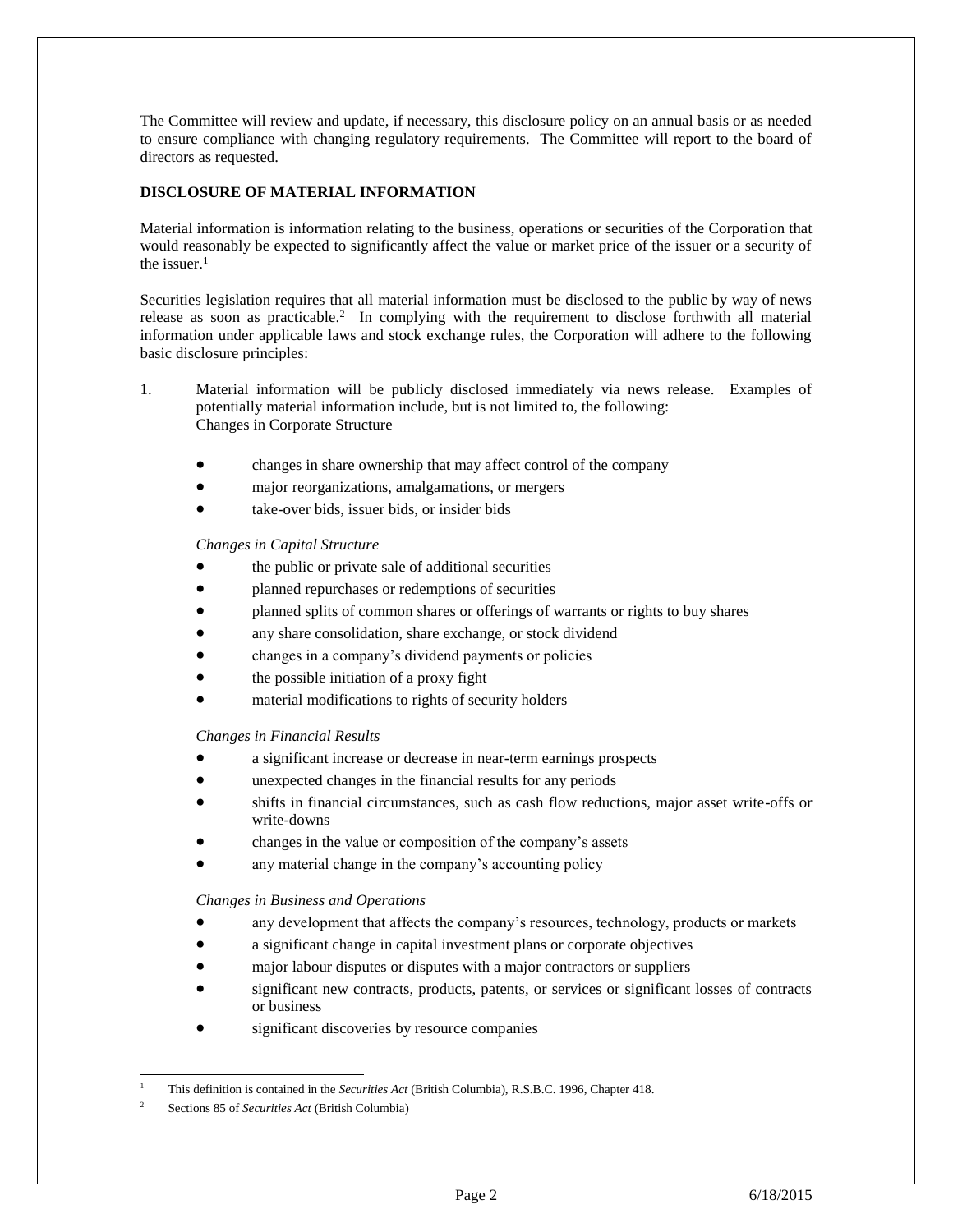The Committee will review and update, if necessary, this disclosure policy on an annual basis or as needed to ensure compliance with changing regulatory requirements. The Committee will report to the board of directors as requested.

**DISCLOSURE OF MATERIAL INFORMATION**

Material information is information relating to the business, operations or securities of the Corporation that would reasonably be expected to significantly affect the value or market price of the issuer or a security of the issuer.[1]

Securities legislation requires that all material information must be disclosed to the public by way of news release as soon as practicable.[2] In complying with the requirement to disclose forthwith all material information under applicable laws and stock exchange rules, the Corporation will adhere to the following basic disclosure principles:

1. Material information will be publicly disclosed immediately via news release. Examples of potentially material information include, but is not limited to, the following:
   Changes in Corporate Structure

   - changes in share ownership that may affect control of the company
   - major reorganizations, amalgamations, or mergers
   - take-over bids, issuer bids, or insider bids

   *Changes in Capital Structure*

   - the public or private sale of additional securities
   - planned repurchases or redemptions of securities
   - planned splits of common shares or offerings of warrants or rights to buy shares
   - any share consolidation, share exchange, or stock dividend
   - changes in a company's dividend payments or policies
   - the possible initiation of a proxy fight
   - material modifications to rights of security holders

   *Changes in Financial Results*

   - a significant increase or decrease in near-term earnings prospects
   - unexpected changes in the financial results for any periods
   - shifts in financial circumstances, such as cash flow reductions, major asset write-offs or write-downs
   - changes in the value or composition of the company's assets
   - any material change in the company's accounting policy

   *Changes in Business and Operations*

   - any development that affects the company's resources, technology, products or markets
   - a significant change in capital investment plans or corporate objectives
   - major labour disputes or disputes with a major contractors or suppliers
   - significant new contracts, products, patents, or services or significant losses of contracts or business
   - significant discoveries by resource companies

---

[1] This definition is contained in the *Securities Act* (British Columbia), R.S.B.C. 1996, Chapter 418.

[2] Sections 85 of *Securities Act* (British Columbia)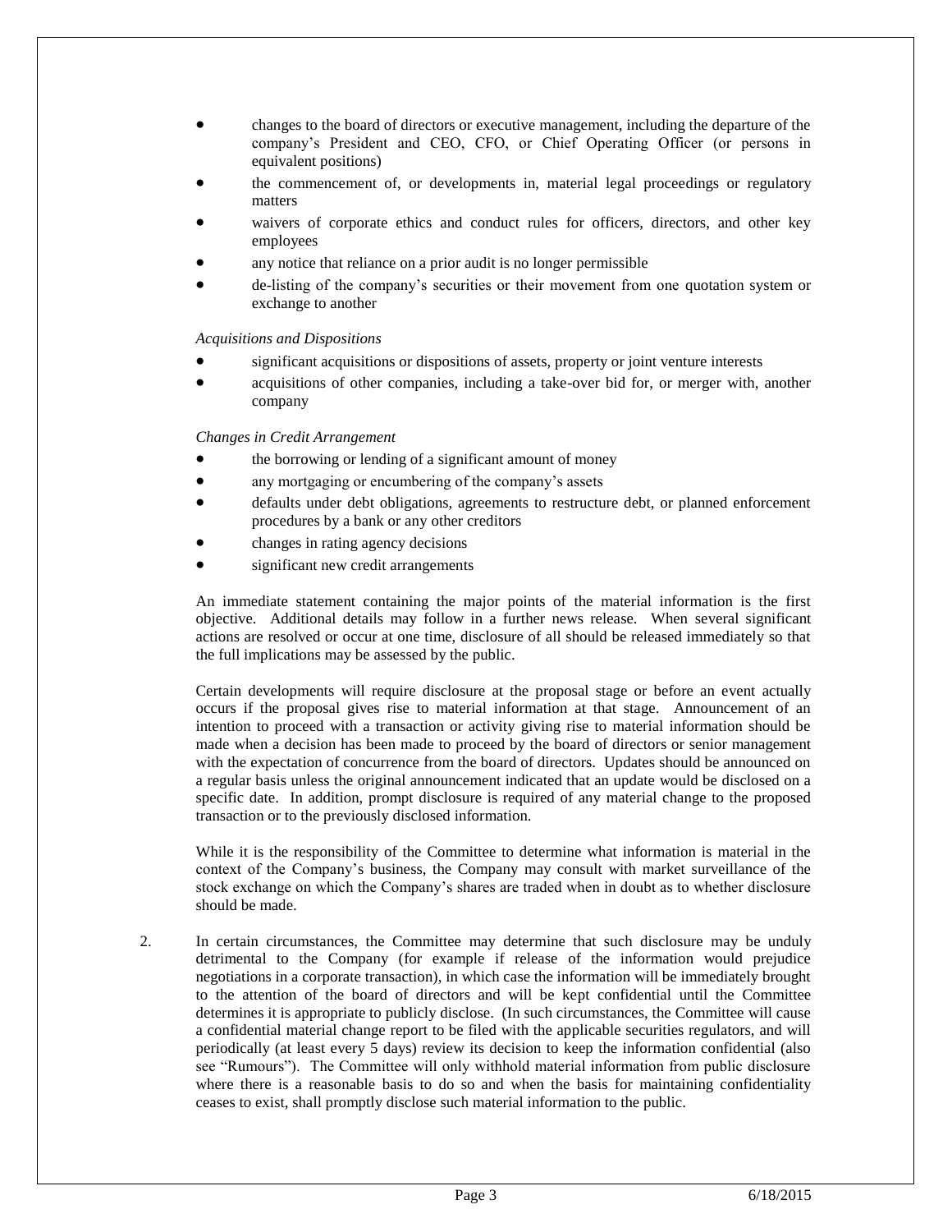- changes to the board of directors or executive management, including the departure of the company's President and CEO, CFO, or Chief Operating Officer (or persons in equivalent positions)
- the commencement of, or developments in, material legal proceedings or regulatory matters
- waivers of corporate ethics and conduct rules for officers, directors, and other key employees
- any notice that reliance on a prior audit is no longer permissible
- de-listing of the company's securities or their movement from one quotation system or exchange to another

*Acquisitions and Dispositions*

- significant acquisitions or dispositions of assets, property or joint venture interests
- acquisitions of other companies, including a take-over bid for, or merger with, another company

*Changes in Credit Arrangement*

- the borrowing or lending of a significant amount of money
- any mortgaging or encumbering of the company's assets
- defaults under debt obligations, agreements to restructure debt, or planned enforcement procedures by a bank or any other creditors
- changes in rating agency decisions
- significant new credit arrangements

An immediate statement containing the major points of the material information is the first objective. Additional details may follow in a further news release. When several significant actions are resolved or occur at one time, disclosure of all should be released immediately so that the full implications may be assessed by the public.

Certain developments will require disclosure at the proposal stage or before an event actually occurs if the proposal gives rise to material information at that stage. Announcement of an intention to proceed with a transaction or activity giving rise to material information should be made when a decision has been made to proceed by the board of directors or senior management with the expectation of concurrence from the board of directors. Updates should be announced on a regular basis unless the original announcement indicated that an update would be disclosed on a specific date. In addition, prompt disclosure is required of any material change to the proposed transaction or to the previously disclosed information.

While it is the responsibility of the Committee to determine what information is material in the context of the Company's business, the Company may consult with market surveillance of the stock exchange on which the Company's shares are traded when in doubt as to whether disclosure should be made.

2. In certain circumstances, the Committee may determine that such disclosure may be unduly detrimental to the Company (for example if release of the information would prejudice negotiations in a corporate transaction), in which case the information will be immediately brought to the attention of the board of directors and will be kept confidential until the Committee determines it is appropriate to publicly disclose. (In such circumstances, the Committee will cause a confidential material change report to be filed with the applicable securities regulators, and will periodically (at least every 5 days) review its decision to keep the information confidential (also see "Rumours"). The Committee will only withhold material information from public disclosure where there is a reasonable basis to do so and when the basis for maintaining confidentiality ceases to exist, shall promptly disclose such material information to the public.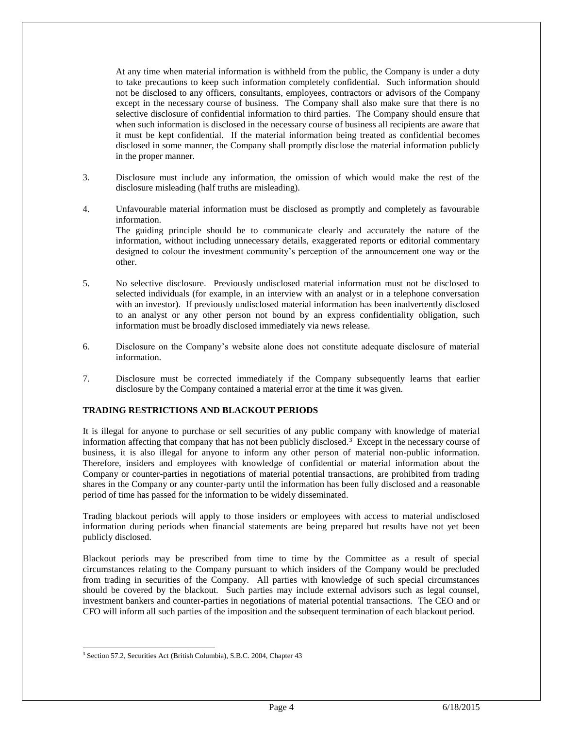At any time when material information is withheld from the public, the Company is under a duty to take precautions to keep such information completely confidential. Such information should not be disclosed to any officers, consultants, employees, contractors or advisors of the Company except in the necessary course of business. The Company shall also make sure that there is no selective disclosure of confidential information to third parties. The Company should ensure that when such information is disclosed in the necessary course of business all recipients are aware that it must be kept confidential. If the material information being treated as confidential becomes disclosed in some manner, the Company shall promptly disclose the material information publicly in the proper manner.

3. Disclosure must include any information, the omission of which would make the rest of the disclosure misleading (half truths are misleading).

4. Unfavourable material information must be disclosed as promptly and completely as favourable information.
   The guiding principle should be to communicate clearly and accurately the nature of the information, without including unnecessary details, exaggerated reports or editorial commentary designed to colour the investment community's perception of the announcement one way or the other.

5. No selective disclosure. Previously undisclosed material information must not be disclosed to selected individuals (for example, in an interview with an analyst or in a telephone conversation with an investor). If previously undisclosed material information has been inadvertently disclosed to an analyst or any other person not bound by an express confidentiality obligation, such information must be broadly disclosed immediately via news release.

6. Disclosure on the Company's website alone does not constitute adequate disclosure of material information.

7. Disclosure must be corrected immediately if the Company subsequently learns that earlier disclosure by the Company contained a material error at the time it was given.

**TRADING RESTRICTIONS AND BLACKOUT PERIODS**

It is illegal for anyone to purchase or sell securities of any public company with knowledge of material information affecting that company that has not been publicly disclosed.[3] Except in the necessary course of business, it is also illegal for anyone to inform any other person of material non-public information. Therefore, insiders and employees with knowledge of confidential or material information about the Company or counter-parties in negotiations of material potential transactions, are prohibited from trading shares in the Company or any counter-party until the information has been fully disclosed and a reasonable period of time has passed for the information to be widely disseminated.

Trading blackout periods will apply to those insiders or employees with access to material undisclosed information during periods when financial statements are being prepared but results have not yet been publicly disclosed.

Blackout periods may be prescribed from time to time by the Committee as a result of special circumstances relating to the Company pursuant to which insiders of the Company would be precluded from trading in securities of the Company. All parties with knowledge of such special circumstances should be covered by the blackout. Such parties may include external advisors such as legal counsel, investment bankers and counter-parties in negotiations of material potential transactions. The CEO and or CFO will inform all such parties of the imposition and the subsequent termination of each blackout period.

[3] Section 57.2, Securities Act (British Columbia), S.B.C. 2004, Chapter 43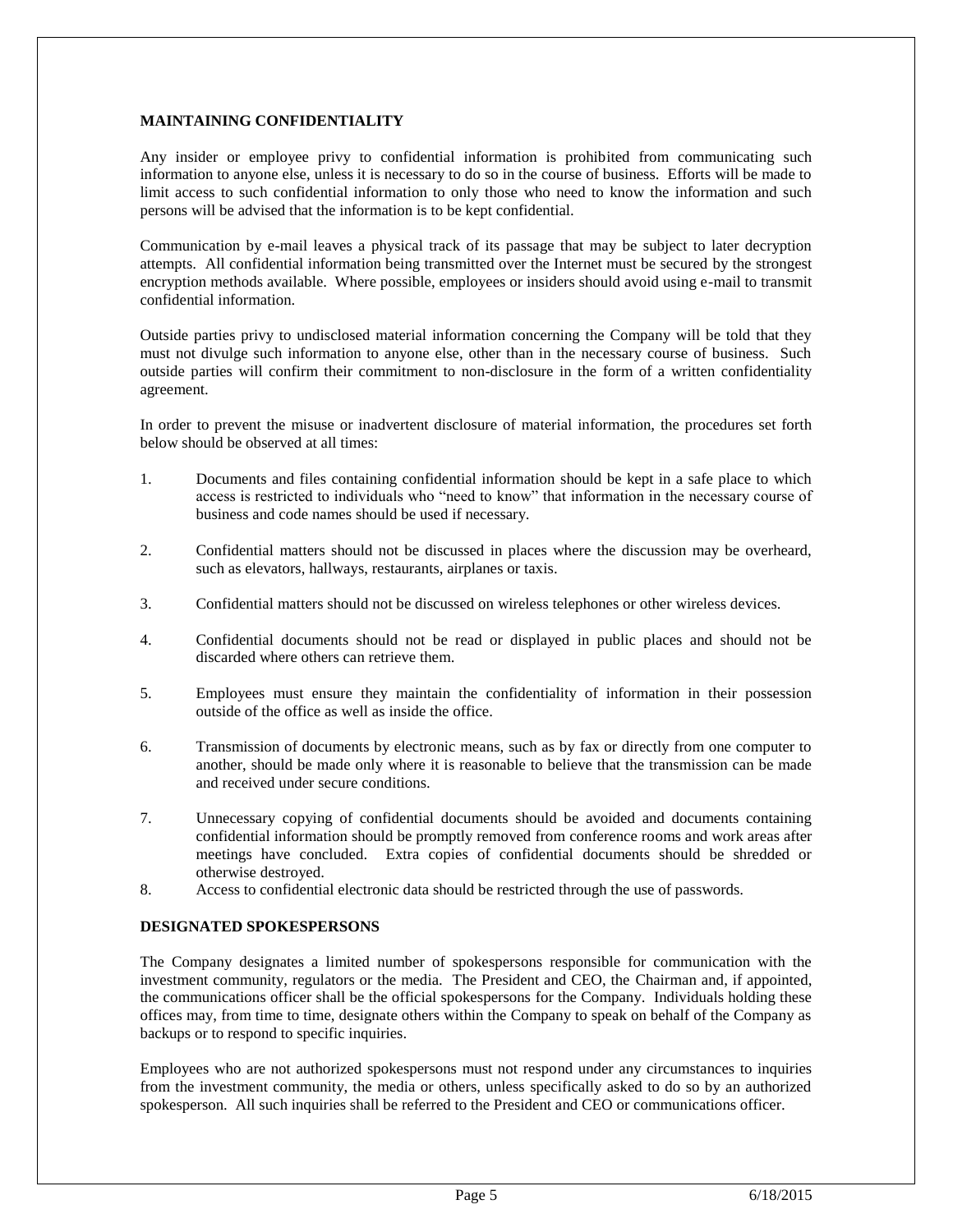## MAINTAINING CONFIDENTIALITY

Any insider or employee privy to confidential information is prohibited from communicating such information to anyone else, unless it is necessary to do so in the course of business. Efforts will be made to limit access to such confidential information to only those who need to know the information and such persons will be advised that the information is to be kept confidential.

Communication by e-mail leaves a physical track of its passage that may be subject to later decryption attempts. All confidential information being transmitted over the Internet must be secured by the strongest encryption methods available. Where possible, employees or insiders should avoid using e-mail to transmit confidential information.

Outside parties privy to undisclosed material information concerning the Company will be told that they must not divulge such information to anyone else, other than in the necessary course of business. Such outside parties will confirm their commitment to non-disclosure in the form of a written confidentiality agreement.

In order to prevent the misuse or inadvertent disclosure of material information, the procedures set forth below should be observed at all times:

1. Documents and files containing confidential information should be kept in a safe place to which access is restricted to individuals who "need to know" that information in the necessary course of business and code names should be used if necessary.
2. Confidential matters should not be discussed in places where the discussion may be overheard, such as elevators, hallways, restaurants, airplanes or taxis.
3. Confidential matters should not be discussed on wireless telephones or other wireless devices.
4. Confidential documents should not be read or displayed in public places and should not be discarded where others can retrieve them.
5. Employees must ensure they maintain the confidentiality of information in their possession outside of the office as well as inside the office.
6. Transmission of documents by electronic means, such as by fax or directly from one computer to another, should be made only where it is reasonable to believe that the transmission can be made and received under secure conditions.
7. Unnecessary copying of confidential documents should be avoided and documents containing confidential information should be promptly removed from conference rooms and work areas after meetings have concluded. Extra copies of confidential documents should be shredded or otherwise destroyed.
8. Access to confidential electronic data should be restricted through the use of passwords.

## DESIGNATED SPOKESPERSONS

The Company designates a limited number of spokespersons responsible for communication with the investment community, regulators or the media. The President and CEO, the Chairman and, if appointed, the communications officer shall be the official spokespersons for the Company. Individuals holding these offices may, from time to time, designate others within the Company to speak on behalf of the Company as backups or to respond to specific inquiries.

Employees who are not authorized spokespersons must not respond under any circumstances to inquiries from the investment community, the media or others, unless specifically asked to do so by an authorized spokesperson. All such inquiries shall be referred to the President and CEO or communications officer.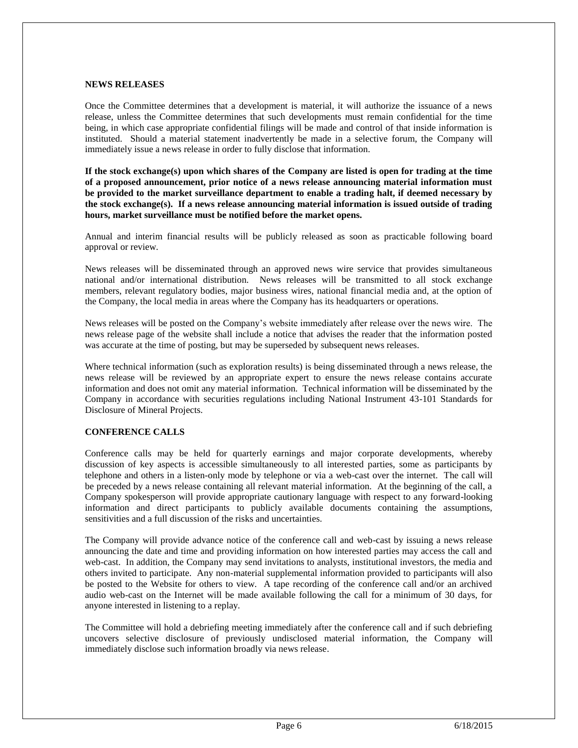## NEWS RELEASES

Once the Committee determines that a development is material, it will authorize the issuance of a news release, unless the Committee determines that such developments must remain confidential for the time being, in which case appropriate confidential filings will be made and control of that inside information is instituted. Should a material statement inadvertently be made in a selective forum, the Company will immediately issue a news release in order to fully disclose that information.

**If the stock exchange(s) upon which shares of the Company are listed is open for trading at the time of a proposed announcement, prior notice of a news release announcing material information must be provided to the market surveillance department to enable a trading halt, if deemed necessary by the stock exchange(s). If a news release announcing material information is issued outside of trading hours, market surveillance must be notified before the market opens.**

Annual and interim financial results will be publicly released as soon as practicable following board approval or review.

News releases will be disseminated through an approved news wire service that provides simultaneous national and/or international distribution. News releases will be transmitted to all stock exchange members, relevant regulatory bodies, major business wires, national financial media and, at the option of the Company, the local media in areas where the Company has its headquarters or operations.

News releases will be posted on the Company's website immediately after release over the news wire. The news release page of the website shall include a notice that advises the reader that the information posted was accurate at the time of posting, but may be superseded by subsequent news releases.

Where technical information (such as exploration results) is being disseminated through a news release, the news release will be reviewed by an appropriate expert to ensure the news release contains accurate information and does not omit any material information. Technical information will be disseminated by the Company in accordance with securities regulations including National Instrument 43-101 Standards for Disclosure of Mineral Projects.

## CONFERENCE CALLS

Conference calls may be held for quarterly earnings and major corporate developments, whereby discussion of key aspects is accessible simultaneously to all interested parties, some as participants by telephone and others in a listen-only mode by telephone or via a web-cast over the internet. The call will be preceded by a news release containing all relevant material information. At the beginning of the call, a Company spokesperson will provide appropriate cautionary language with respect to any forward-looking information and direct participants to publicly available documents containing the assumptions, sensitivities and a full discussion of the risks and uncertainties.

The Company will provide advance notice of the conference call and web-cast by issuing a news release announcing the date and time and providing information on how interested parties may access the call and web-cast. In addition, the Company may send invitations to analysts, institutional investors, the media and others invited to participate. Any non-material supplemental information provided to participants will also be posted to the Website for others to view. A tape recording of the conference call and/or an archived audio web-cast on the Internet will be made available following the call for a minimum of 30 days, for anyone interested in listening to a replay.

The Committee will hold a debriefing meeting immediately after the conference call and if such debriefing uncovers selective disclosure of previously undisclosed material information, the Company will immediately disclose such information broadly via news release.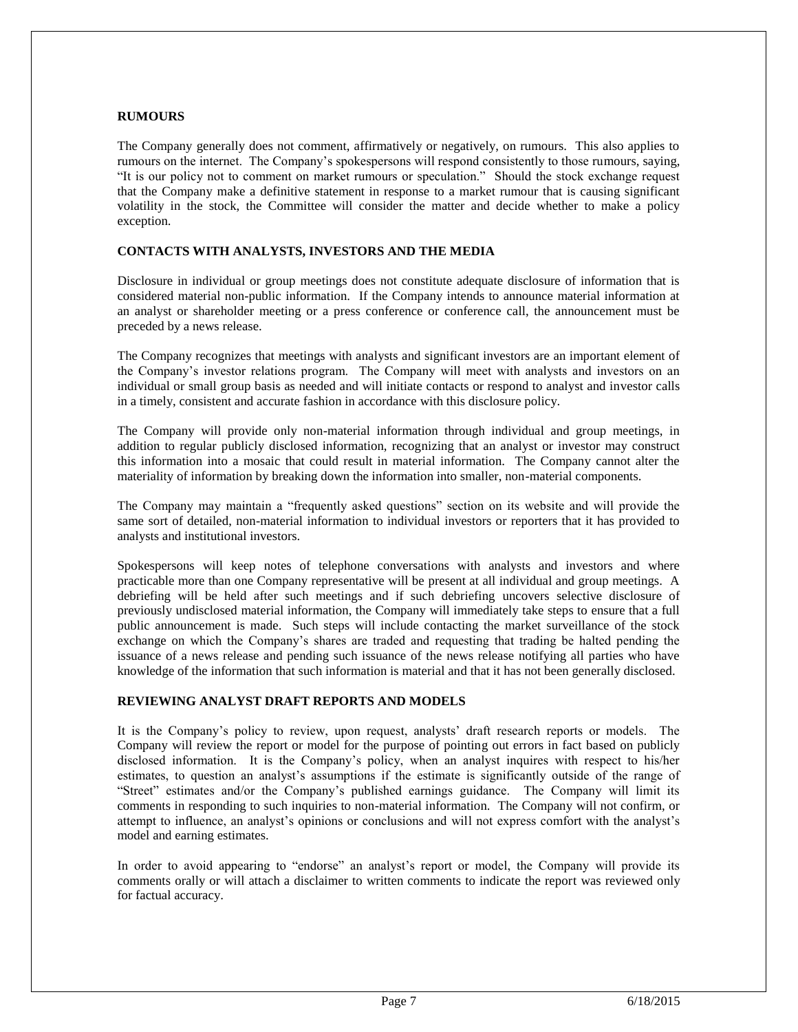## RUMOURS

The Company generally does not comment, affirmatively or negatively, on rumours. This also applies to rumours on the internet. The Company's spokespersons will respond consistently to those rumours, saying, "It is our policy not to comment on market rumours or speculation." Should the stock exchange request that the Company make a definitive statement in response to a market rumour that is causing significant volatility in the stock, the Committee will consider the matter and decide whether to make a policy exception.

## CONTACTS WITH ANALYSTS, INVESTORS AND THE MEDIA

Disclosure in individual or group meetings does not constitute adequate disclosure of information that is considered material non-public information. If the Company intends to announce material information at an analyst or shareholder meeting or a press conference or conference call, the announcement must be preceded by a news release.

The Company recognizes that meetings with analysts and significant investors are an important element of the Company's investor relations program. The Company will meet with analysts and investors on an individual or small group basis as needed and will initiate contacts or respond to analyst and investor calls in a timely, consistent and accurate fashion in accordance with this disclosure policy.

The Company will provide only non-material information through individual and group meetings, in addition to regular publicly disclosed information, recognizing that an analyst or investor may construct this information into a mosaic that could result in material information. The Company cannot alter the materiality of information by breaking down the information into smaller, non-material components.

The Company may maintain a "frequently asked questions" section on its website and will provide the same sort of detailed, non-material information to individual investors or reporters that it has provided to analysts and institutional investors.

Spokespersons will keep notes of telephone conversations with analysts and investors and where practicable more than one Company representative will be present at all individual and group meetings. A debriefing will be held after such meetings and if such debriefing uncovers selective disclosure of previously undisclosed material information, the Company will immediately take steps to ensure that a full public announcement is made. Such steps will include contacting the market surveillance of the stock exchange on which the Company's shares are traded and requesting that trading be halted pending the issuance of a news release and pending such issuance of the news release notifying all parties who have knowledge of the information that such information is material and that it has not been generally disclosed.

## REVIEWING ANALYST DRAFT REPORTS AND MODELS

It is the Company's policy to review, upon request, analysts' draft research reports or models. The Company will review the report or model for the purpose of pointing out errors in fact based on publicly disclosed information. It is the Company's policy, when an analyst inquires with respect to his/her estimates, to question an analyst's assumptions if the estimate is significantly outside of the range of "Street" estimates and/or the Company's published earnings guidance. The Company will limit its comments in responding to such inquiries to non-material information. The Company will not confirm, or attempt to influence, an analyst's opinions or conclusions and will not express comfort with the analyst's model and earning estimates.

In order to avoid appearing to "endorse" an analyst's report or model, the Company will provide its comments orally or will attach a disclaimer to written comments to indicate the report was reviewed only for factual accuracy.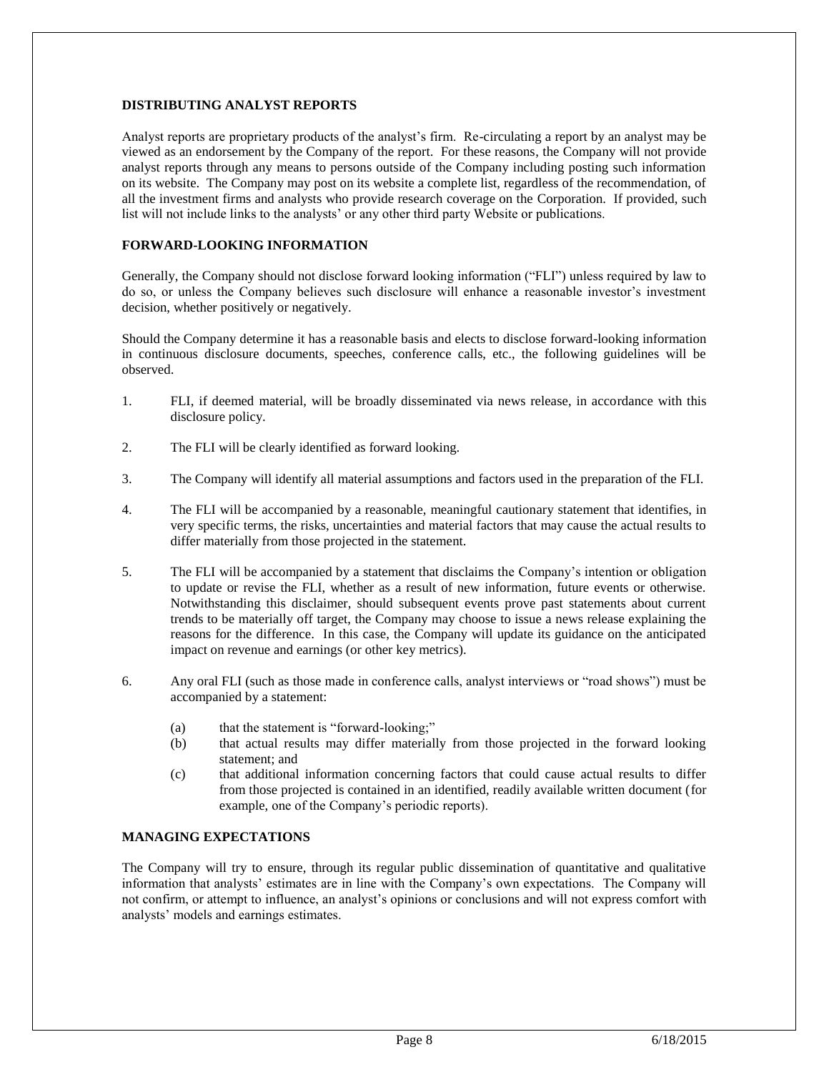## DISTRIBUTING ANALYST REPORTS

Analyst reports are proprietary products of the analyst's firm. Re-circulating a report by an analyst may be viewed as an endorsement by the Company of the report. For these reasons, the Company will not provide analyst reports through any means to persons outside of the Company including posting such information on its website. The Company may post on its website a complete list, regardless of the recommendation, of all the investment firms and analysts who provide research coverage on the Corporation. If provided, such list will not include links to the analysts' or any other third party Website or publications.

## FORWARD-LOOKING INFORMATION

Generally, the Company should not disclose forward looking information ("FLI") unless required by law to do so, or unless the Company believes such disclosure will enhance a reasonable investor's investment decision, whether positively or negatively.

Should the Company determine it has a reasonable basis and elects to disclose forward-looking information in continuous disclosure documents, speeches, conference calls, etc., the following guidelines will be observed.

1. FLI, if deemed material, will be broadly disseminated via news release, in accordance with this disclosure policy.

2. The FLI will be clearly identified as forward looking.

3. The Company will identify all material assumptions and factors used in the preparation of the FLI.

4. The FLI will be accompanied by a reasonable, meaningful cautionary statement that identifies, in very specific terms, the risks, uncertainties and material factors that may cause the actual results to differ materially from those projected in the statement.

5. The FLI will be accompanied by a statement that disclaims the Company's intention or obligation to update or revise the FLI, whether as a result of new information, future events or otherwise. Notwithstanding this disclaimer, should subsequent events prove past statements about current trends to be materially off target, the Company may choose to issue a news release explaining the reasons for the difference. In this case, the Company will update its guidance on the anticipated impact on revenue and earnings (or other key metrics).

6. Any oral FLI (such as those made in conference calls, analyst interviews or "road shows") must be accompanied by a statement:

   (a) that the statement is "forward-looking;"
   
   (b) that actual results may differ materially from those projected in the forward looking statement; and
   
   (c) that additional information concerning factors that could cause actual results to differ from those projected is contained in an identified, readily available written document (for example, one of the Company's periodic reports).

## MANAGING EXPECTATIONS

The Company will try to ensure, through its regular public dissemination of quantitative and qualitative information that analysts' estimates are in line with the Company's own expectations. The Company will not confirm, or attempt to influence, an analyst's opinions or conclusions and will not express comfort with analysts' models and earnings estimates.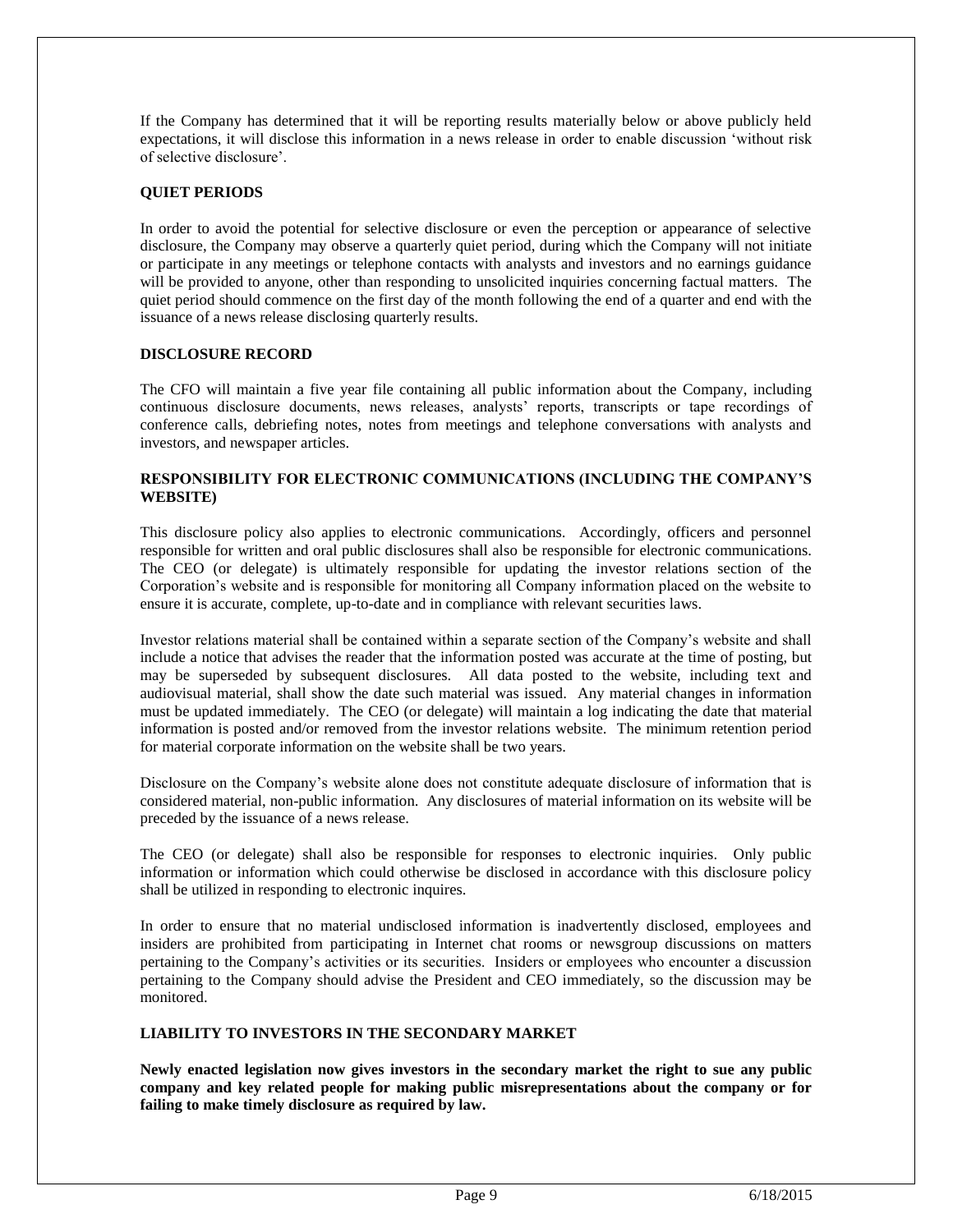If the Company has determined that it will be reporting results materially below or above publicly held expectations, it will disclose this information in a news release in order to enable discussion 'without risk of selective disclosure'.

## QUIET PERIODS

In order to avoid the potential for selective disclosure or even the perception or appearance of selective disclosure, the Company may observe a quarterly quiet period, during which the Company will not initiate or participate in any meetings or telephone contacts with analysts and investors and no earnings guidance will be provided to anyone, other than responding to unsolicited inquiries concerning factual matters. The quiet period should commence on the first day of the month following the end of a quarter and end with the issuance of a news release disclosing quarterly results.

## DISCLOSURE RECORD

The CFO will maintain a five year file containing all public information about the Company, including continuous disclosure documents, news releases, analysts' reports, transcripts or tape recordings of conference calls, debriefing notes, notes from meetings and telephone conversations with analysts and investors, and newspaper articles.

## RESPONSIBILITY FOR ELECTRONIC COMMUNICATIONS (INCLUDING THE COMPANY'S WEBSITE)

This disclosure policy also applies to electronic communications. Accordingly, officers and personnel responsible for written and oral public disclosures shall also be responsible for electronic communications. The CEO (or delegate) is ultimately responsible for updating the investor relations section of the Corporation's website and is responsible for monitoring all Company information placed on the website to ensure it is accurate, complete, up-to-date and in compliance with relevant securities laws.

Investor relations material shall be contained within a separate section of the Company's website and shall include a notice that advises the reader that the information posted was accurate at the time of posting, but may be superseded by subsequent disclosures. All data posted to the website, including text and audiovisual material, shall show the date such material was issued. Any material changes in information must be updated immediately. The CEO (or delegate) will maintain a log indicating the date that material information is posted and/or removed from the investor relations website. The minimum retention period for material corporate information on the website shall be two years.

Disclosure on the Company's website alone does not constitute adequate disclosure of information that is considered material, non-public information. Any disclosures of material information on its website will be preceded by the issuance of a news release.

The CEO (or delegate) shall also be responsible for responses to electronic inquiries. Only public information or information which could otherwise be disclosed in accordance with this disclosure policy shall be utilized in responding to electronic inquires.

In order to ensure that no material undisclosed information is inadvertently disclosed, employees and insiders are prohibited from participating in Internet chat rooms or newsgroup discussions on matters pertaining to the Company's activities or its securities. Insiders or employees who encounter a discussion pertaining to the Company should advise the President and CEO immediately, so the discussion may be monitored.

## LIABILITY TO INVESTORS IN THE SECONDARY MARKET

**Newly enacted legislation now gives investors in the secondary market the right to sue any public company and key related people for making public misrepresentations about the company or for failing to make timely disclosure as required by law.**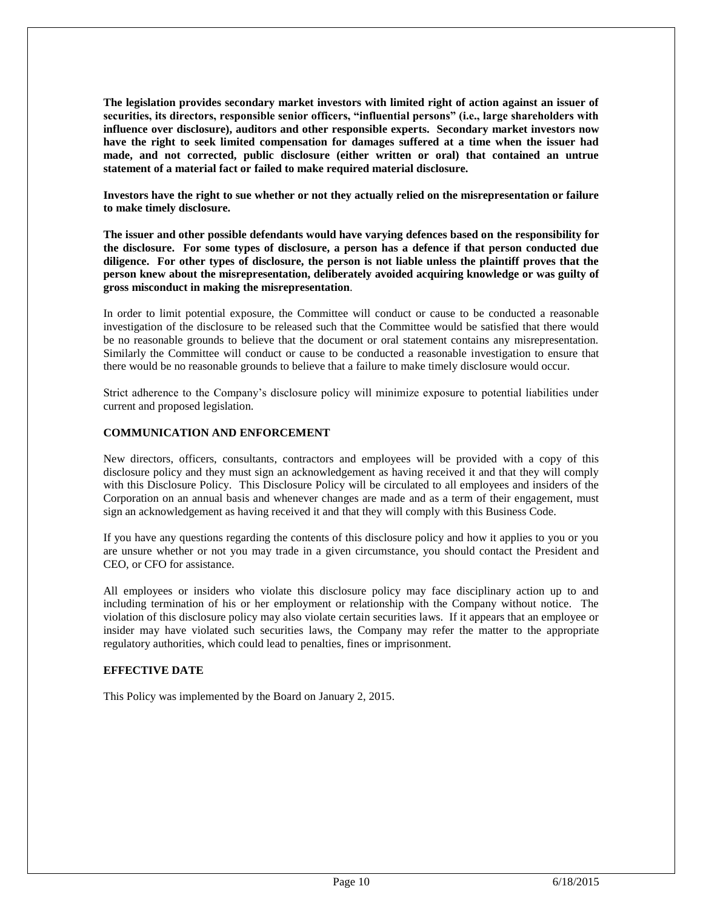**The legislation provides secondary market investors with limited right of action against an issuer of securities, its directors, responsible senior officers, "influential persons" (i.e., large shareholders with influence over disclosure), auditors and other responsible experts. Secondary market investors now have the right to seek limited compensation for damages suffered at a time when the issuer had made, and not corrected, public disclosure (either written or oral) that contained an untrue statement of a material fact or failed to make required material disclosure.**

**Investors have the right to sue whether or not they actually relied on the misrepresentation or failure to make timely disclosure.**

**The issuer and other possible defendants would have varying defences based on the responsibility for the disclosure. For some types of disclosure, a person has a defence if that person conducted due diligence. For other types of disclosure, the person is not liable unless the plaintiff proves that the person knew about the misrepresentation, deliberately avoided acquiring knowledge or was guilty of gross misconduct in making the misrepresentation**.

In order to limit potential exposure, the Committee will conduct or cause to be conducted a reasonable investigation of the disclosure to be released such that the Committee would be satisfied that there would be no reasonable grounds to believe that the document or oral statement contains any misrepresentation. Similarly the Committee will conduct or cause to be conducted a reasonable investigation to ensure that there would be no reasonable grounds to believe that a failure to make timely disclosure would occur.

Strict adherence to the Company's disclosure policy will minimize exposure to potential liabilities under current and proposed legislation.

### COMMUNICATION AND ENFORCEMENT

New directors, officers, consultants, contractors and employees will be provided with a copy of this disclosure policy and they must sign an acknowledgement as having received it and that they will comply with this Disclosure Policy. This Disclosure Policy will be circulated to all employees and insiders of the Corporation on an annual basis and whenever changes are made and as a term of their engagement, must sign an acknowledgement as having received it and that they will comply with this Business Code.

If you have any questions regarding the contents of this disclosure policy and how it applies to you or you are unsure whether or not you may trade in a given circumstance, you should contact the President and CEO, or CFO for assistance.

All employees or insiders who violate this disclosure policy may face disciplinary action up to and including termination of his or her employment or relationship with the Company without notice. The violation of this disclosure policy may also violate certain securities laws. If it appears that an employee or insider may have violated such securities laws, the Company may refer the matter to the appropriate regulatory authorities, which could lead to penalties, fines or imprisonment.

### EFFECTIVE DATE

This Policy was implemented by the Board on January 2, 2015.